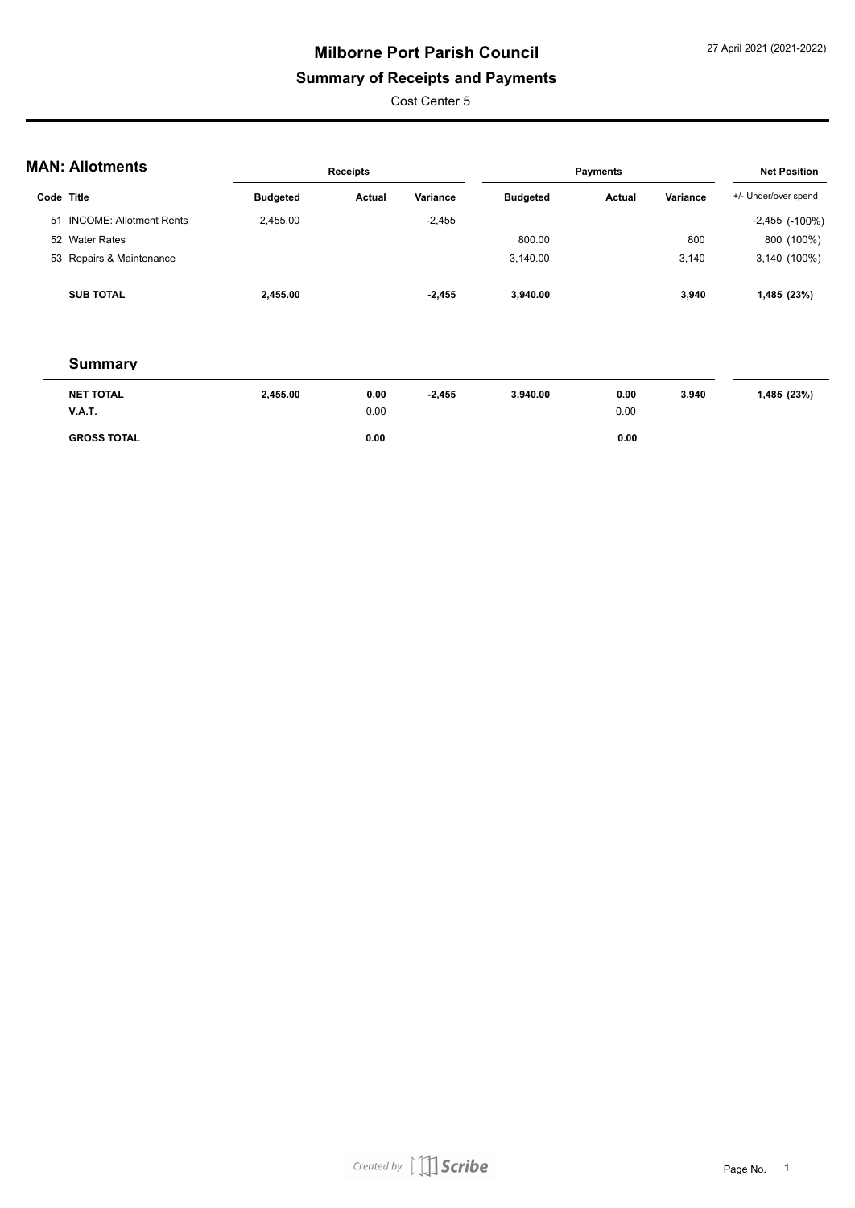# Milborne Port Parish Council

## Summary of Receipts and Payments

Cost Center 5

27 April 2021 (2021-2022)

### MAN: Allotments

| Code | Title | Receipts Budgeted | Receipts Actual | Receipts Variance | Payments Budgeted | Payments Actual | Payments Variance | Net Position +/- Under/over spend |
|---|---|---|---|---|---|---|---|---|
| 51 | INCOME: Allotment Rents | 2,455.00 | | -2,455 | | | | -2,455 (-100%) |
| 52 | Water Rates | | | | 800.00 | | 800 | 800 (100%) |
| 53 | Repairs & Maintenance | | | | 3,140.00 | | 3,140 | 3,140 (100%) |
| | **SUB TOTAL** | **2,455.00** | | **-2,455** | **3,940.00** | | **3,940** | **1,485 (23%)** |

### Summary

| | Receipts Budgeted | Receipts Actual | Receipts Variance | Payments Budgeted | Payments Actual | Payments Variance | Net Position |
|---|---|---|---|---|---|---|---|
| **NET TOTAL** | **2,455.00** | **0.00** | **-2,455** | **3,940.00** | **0.00** | **3,940** | **1,485 (23%)** |
| **V.A.T.** | | 0.00 | | | 0.00 | | |
| **GROSS TOTAL** | | **0.00** | | | **0.00** | | |

*Created by Scribe*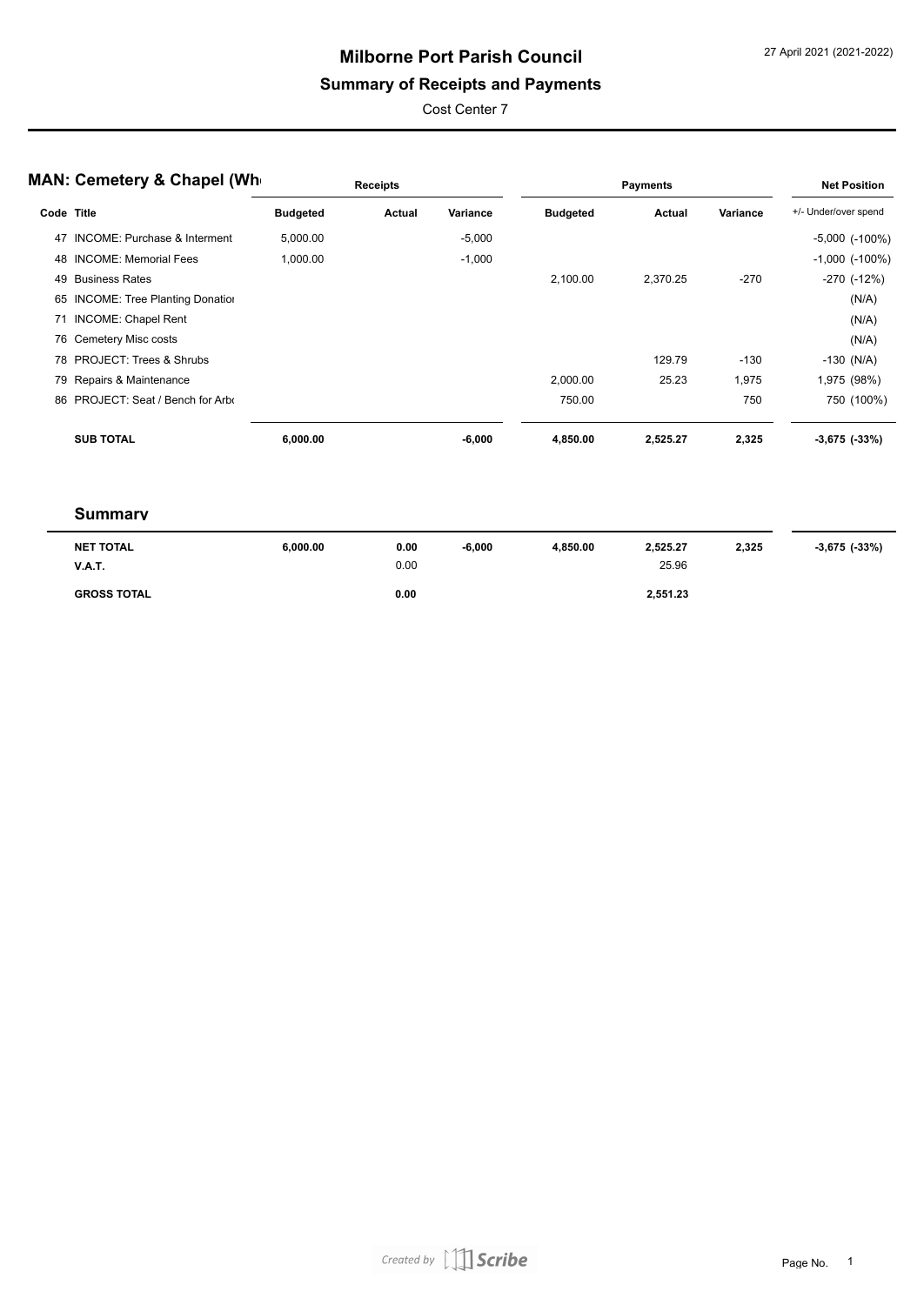# Milborne Port Parish Council

## Summary of Receipts and Payments

Cost Center 7

27 April 2021 (2021-2022)

### MAN: Cemetery & Chapel (Wh

| Code | Title | Receipts Budgeted | Receipts Actual | Receipts Variance | Payments Budgeted | Payments Actual | Payments Variance | Net Position +/- Under/over spend |
|---|---|---|---|---|---|---|---|---|
| 47 | INCOME: Purchase & Interment | 5,000.00 | | -5,000 | | | | -5,000 (-100%) |
| 48 | INCOME: Memorial Fees | 1,000.00 | | -1,000 | | | | -1,000 (-100%) |
| 49 | Business Rates | | | | 2,100.00 | 2,370.25 | -270 | -270 (-12%) |
| 65 | INCOME: Tree Planting Donatior | | | | | | | (N/A) |
| 71 | INCOME: Chapel Rent | | | | | | | (N/A) |
| 76 | Cemetery Misc costs | | | | | | | (N/A) |
| 78 | PROJECT: Trees & Shrubs | | | | | 129.79 | -130 | -130 (N/A) |
| 79 | Repairs & Maintenance | | | | 2,000.00 | 25.23 | 1,975 | 1,975 (98%) |
| 86 | PROJECT: Seat / Bench for Arbo | | | | 750.00 | | 750 | 750 (100%) |
| | **SUB TOTAL** | **6,000.00** | | **-6,000** | **4,850.00** | **2,525.27** | **2,325** | **-3,675 (-33%)** |

### Summary

| | Receipts Budgeted | Receipts Actual | Receipts Variance | Payments Budgeted | Payments Actual | Payments Variance | Net Position |
|---|---|---|---|---|---|---|---|
| **NET TOTAL** | **6,000.00** | **0.00** | **-6,000** | **4,850.00** | **2,525.27** | **2,325** | **-3,675 (-33%)** |
| **V.A.T.** | | 0.00 | | | 25.96 | | |
| **GROSS TOTAL** | | **0.00** | | | **2,551.23** | | |

*Created by Scribe*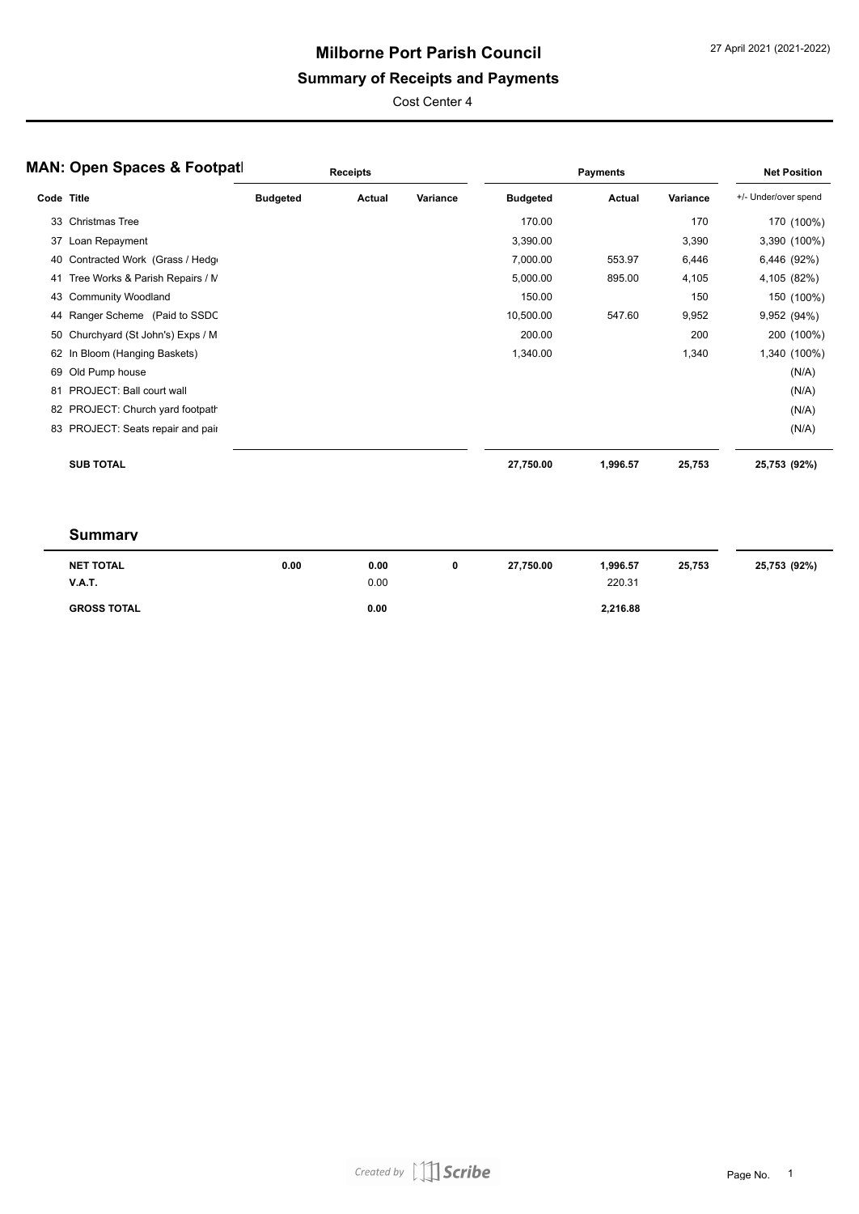# Milborne Port Parish Council

## Summary of Receipts and Payments

Cost Center 4

27 April 2021 (2021-2022)

### MAN: Open Spaces & Footpatl

| Code | Title | Receipts Budgeted | Receipts Actual | Receipts Variance | Payments Budgeted | Payments Actual | Payments Variance | Net Position +/- Under/over spend |
|---|---|---|---|---|---|---|---|---|
| 33 | Christmas Tree | | | | 170.00 | | 170 | 170 (100%) |
| 37 | Loan Repayment | | | | 3,390.00 | | 3,390 | 3,390 (100%) |
| 40 | Contracted Work (Grass / Hedg | | | | 7,000.00 | 553.97 | 6,446 | 6,446 (92%) |
| 41 | Tree Works & Parish Repairs / M | | | | 5,000.00 | 895.00 | 4,105 | 4,105 (82%) |
| 43 | Community Woodland | | | | 150.00 | | 150 | 150 (100%) |
| 44 | Ranger Scheme (Paid to SSDC | | | | 10,500.00 | 547.60 | 9,952 | 9,952 (94%) |
| 50 | Churchyard (St John's) Exps / M | | | | 200.00 | | 200 | 200 (100%) |
| 62 | In Bloom (Hanging Baskets) | | | | 1,340.00 | | 1,340 | 1,340 (100%) |
| 69 | Old Pump house | | | | | | | (N/A) |
| 81 | PROJECT: Ball court wall | | | | | | | (N/A) |
| 82 | PROJECT: Church yard footpath | | | | | | | (N/A) |
| 83 | PROJECT: Seats repair and pai | | | | | | | (N/A) |
| | **SUB TOTAL** | | | | **27,750.00** | **1,996.57** | **25,753** | **25,753 (92%)** |

### Summary

| | Receipts Budgeted | Receipts Actual | Receipts Variance | Payments Budgeted | Payments Actual | Payments Variance | Net Position |
|---|---|---|---|---|---|---|---|
| **NET TOTAL** | **0.00** | **0.00** | **0** | **27,750.00** | **1,996.57** | **25,753** | **25,753 (92%)** |
| **V.A.T.** | | 0.00 | | | 220.31 | | |
| **GROSS TOTAL** | | **0.00** | | | **2,216.88** | | |

Created by Scribe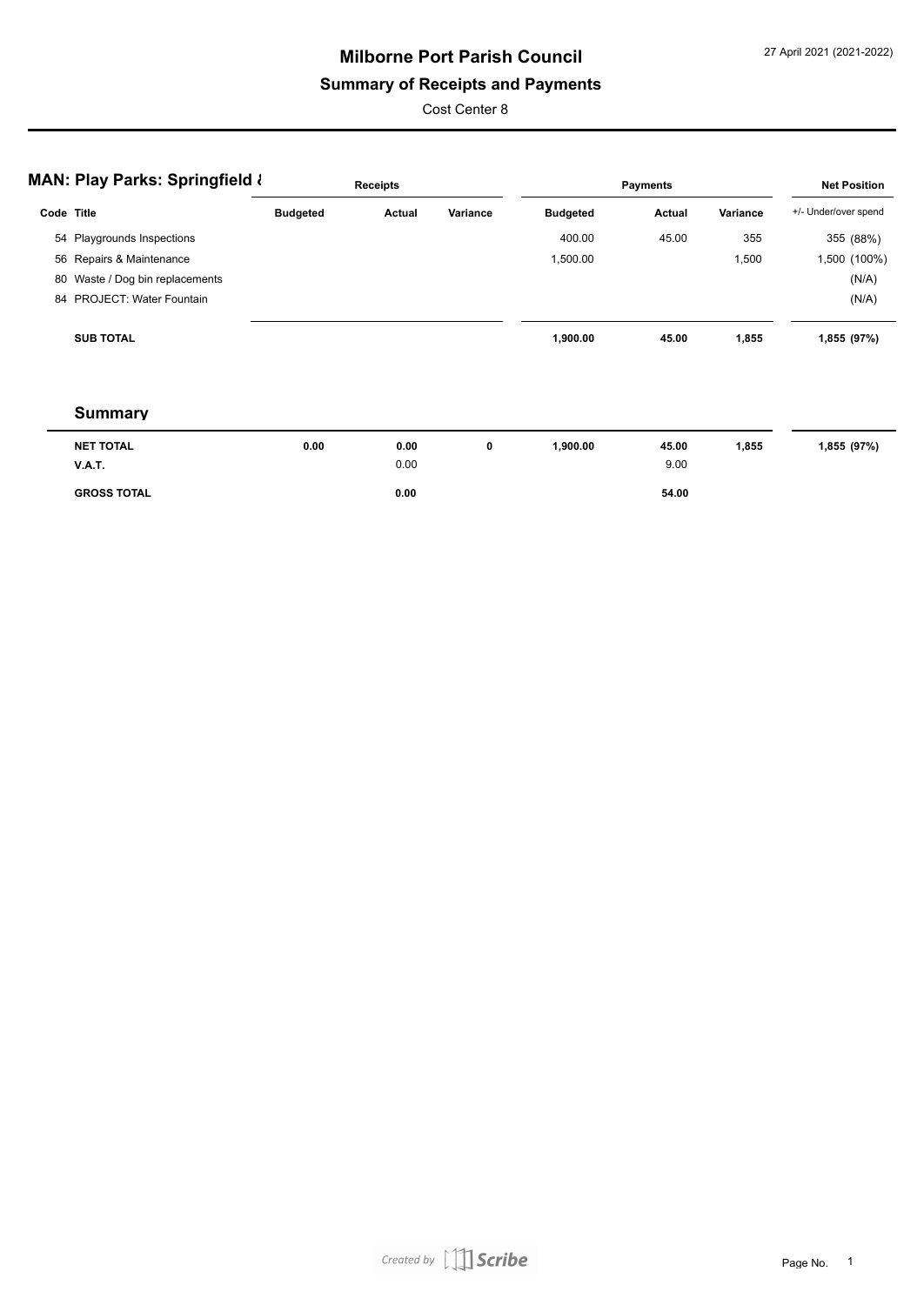# Milborne Port Parish Council

## Summary of Receipts and Payments

Cost Center 8

27 April 2021 (2021-2022)

### MAN: Play Parks: Springfield &

| Code | Title | Receipts Budgeted | Receipts Actual | Receipts Variance | Payments Budgeted | Payments Actual | Payments Variance | Net Position +/- Under/over spend |
|---|---|---|---|---|---|---|---|---|
| 54 | Playgrounds Inspections | | | | 400.00 | 45.00 | 355 | 355 (88%) |
| 56 | Repairs & Maintenance | | | | 1,500.00 | | 1,500 | 1,500 (100%) |
| 80 | Waste / Dog bin replacements | | | | | | | (N/A) |
| 84 | PROJECT: Water Fountain | | | | | | | (N/A) |
| | **SUB TOTAL** | | | | **1,900.00** | **45.00** | **1,855** | **1,855 (97%)** |

### Summary

| | Receipts Budgeted | Receipts Actual | Receipts Variance | Payments Budgeted | Payments Actual | Payments Variance | Net Position |
|---|---|---|---|---|---|---|---|
| **NET TOTAL** | **0.00** | **0.00** | **0** | **1,900.00** | **45.00** | **1,855** | **1,855 (97%)** |
| **V.A.T.** | | 0.00 | | | 9.00 | | |
| **GROSS TOTAL** | | **0.00** | | | **54.00** | | |

*Created by Scribe*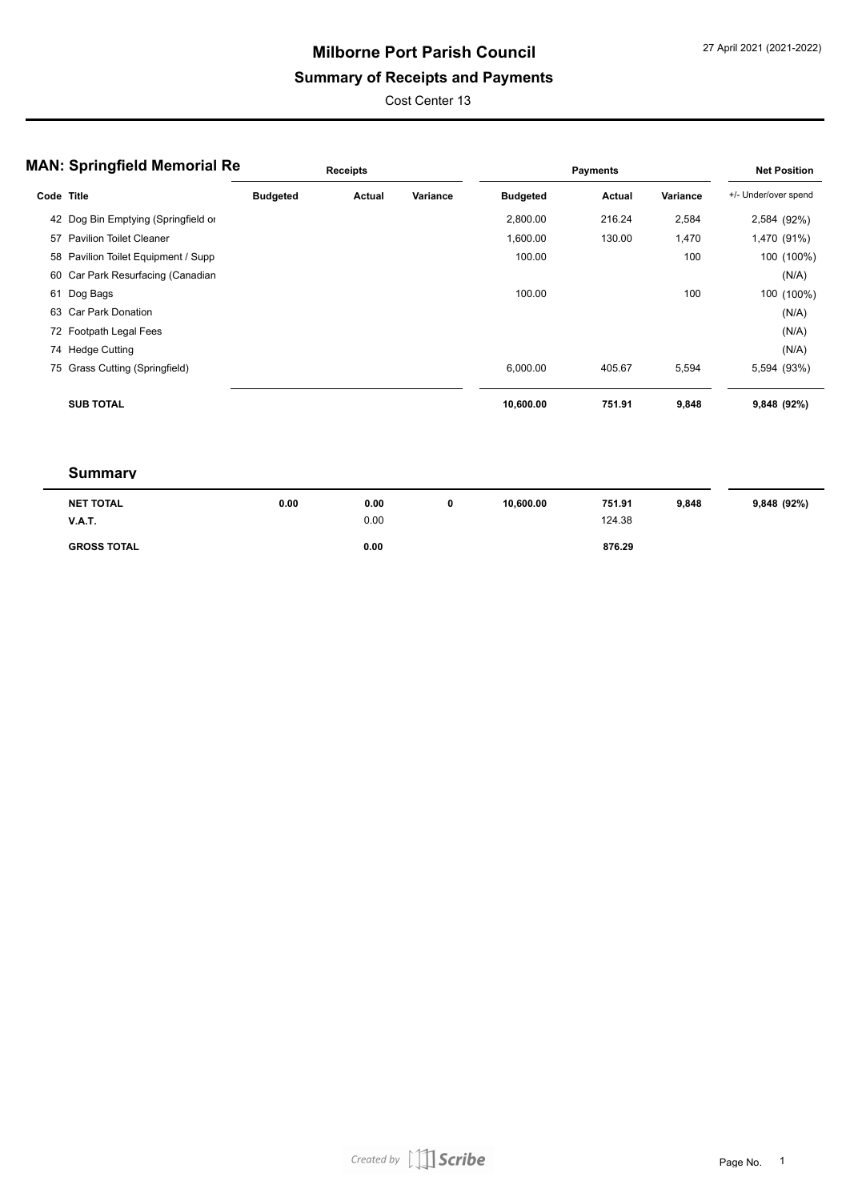# Milborne Port Parish Council

## Summary of Receipts and Payments

Cost Center 13

27 April 2021 (2021-2022)

### MAN: Springfield Memorial Re

| Code | Title | Receipts Budgeted | Receipts Actual | Receipts Variance | Payments Budgeted | Payments Actual | Payments Variance | Net Position +/- Under/over spend |
|---|---|---|---|---|---|---|---|---|
| 42 | Dog Bin Emptying (Springfield or | | | | 2,800.00 | 216.24 | 2,584 | 2,584 (92%) |
| 57 | Pavilion Toilet Cleaner | | | | 1,600.00 | 130.00 | 1,470 | 1,470 (91%) |
| 58 | Pavilion Toilet Equipment / Supp | | | | 100.00 | | 100 | 100 (100%) |
| 60 | Car Park Resurfacing (Canadian | | | | | | | (N/A) |
| 61 | Dog Bags | | | | 100.00 | | 100 | 100 (100%) |
| 63 | Car Park Donation | | | | | | | (N/A) |
| 72 | Footpath Legal Fees | | | | | | | (N/A) |
| 74 | Hedge Cutting | | | | | | | (N/A) |
| 75 | Grass Cutting (Springfield) | | | | 6,000.00 | 405.67 | 5,594 | 5,594 (93%) |
| | **SUB TOTAL** | | | | **10,600.00** | **751.91** | **9,848** | **9,848 (92%)** |

### Summary

| | Receipts Budgeted | Receipts Actual | Receipts Variance | Payments Budgeted | Payments Actual | Payments Variance | Net Position |
|---|---|---|---|---|---|---|---|
| **NET TOTAL** | **0.00** | **0.00** | **0** | **10,600.00** | **751.91** | **9,848** | **9,848 (92%)** |
| **V.A.T.** | | 0.00 | | | 124.38 | | |
| **GROSS TOTAL** | | **0.00** | | | **876.29** | | |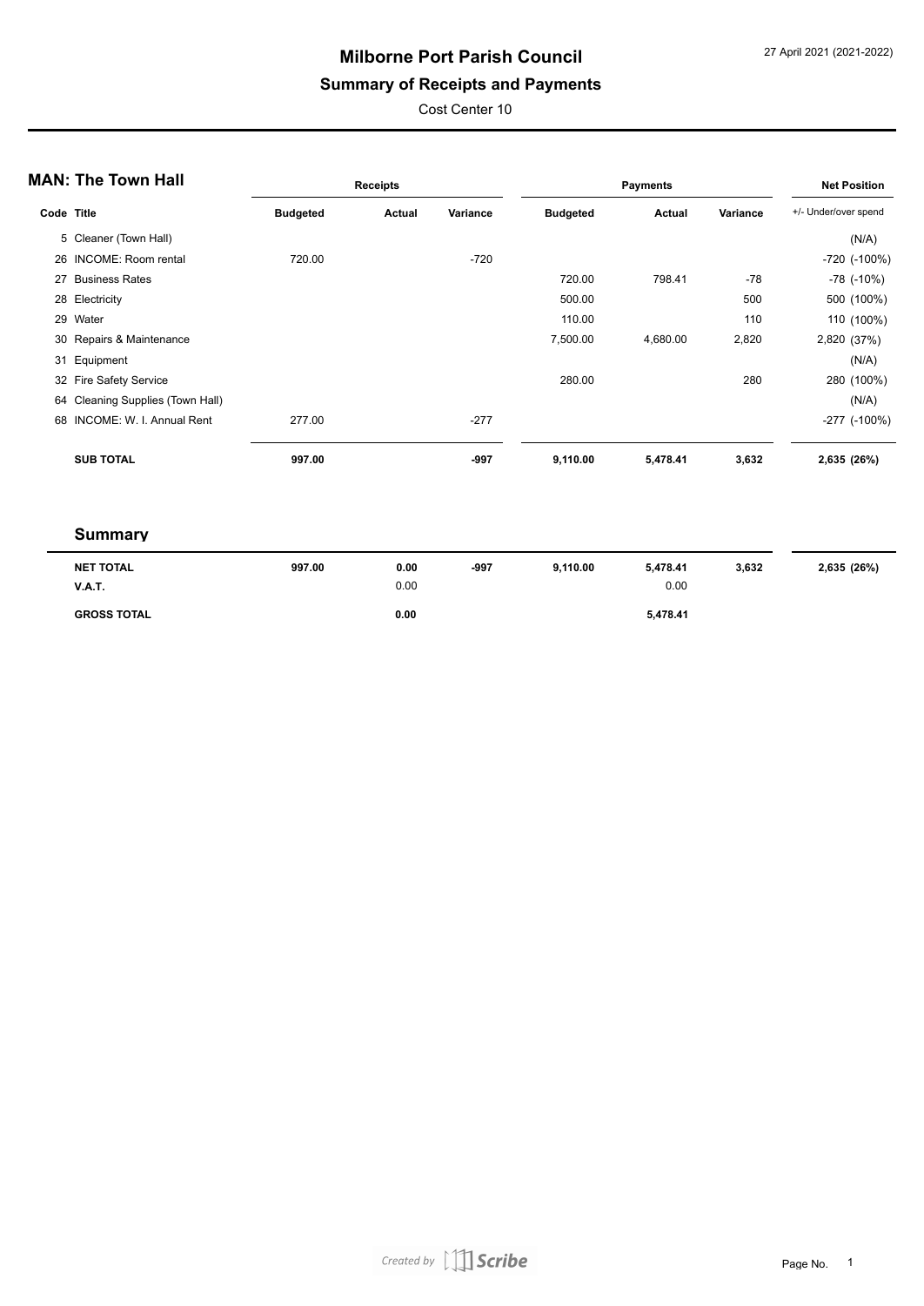# Milborne Port Parish Council

## Summary of Receipts and Payments

Cost Center 10

### MAN: The Town Hall

| Code | Title | Receipts | | | Payments | | | Net Position |
|---|---|---|---|---|---|---|---|---|
| | | Budgeted | Actual | Variance | Budgeted | Actual | Variance | +/- Under/over spend |
| 5 | Cleaner (Town Hall) | | | | | | | (N/A) |
| 26 | INCOME: Room rental | 720.00 | | -720 | | | | -720 (-100%) |
| 27 | Business Rates | | | | 720.00 | 798.41 | -78 | -78 (-10%) |
| 28 | Electricity | | | | 500.00 | | 500 | 500 (100%) |
| 29 | Water | | | | 110.00 | | 110 | 110 (100%) |
| 30 | Repairs & Maintenance | | | | 7,500.00 | 4,680.00 | 2,820 | 2,820 (37%) |
| 31 | Equipment | | | | | | | (N/A) |
| 32 | Fire Safety Service | | | | 280.00 | | 280 | 280 (100%) |
| 64 | Cleaning Supplies (Town Hall) | | | | | | | (N/A) |
| 68 | INCOME: W. I. Annual Rent | 277.00 | | -277 | | | | -277 (-100%) |
| | **SUB TOTAL** | **997.00** | | **-997** | **9,110.00** | **5,478.41** | **3,632** | **2,635 (26%)** |

### Summary

| | Budgeted | Actual | Variance | Budgeted | Actual | Variance | Net Position |
|---|---|---|---|---|---|---|---|
| **NET TOTAL** | **997.00** | **0.00** | **-997** | **9,110.00** | **5,478.41** | **3,632** | **2,635 (26%)** |
| **V.A.T.** | | 0.00 | | | 0.00 | | |
| **GROSS TOTAL** | | **0.00** | | | **5,478.41** | | |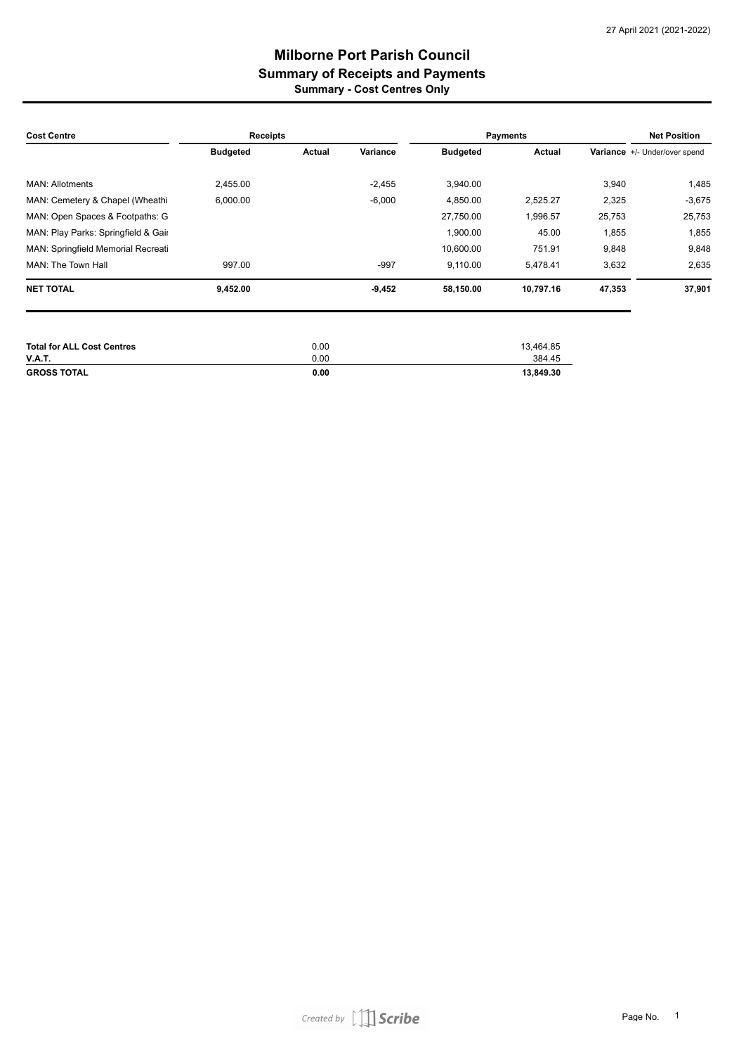# Milborne Port Parish Council

## Summary of Receipts and Payments

### Summary - Cost Centres Only

| Cost Centre | Receipts | | | Payments | | | Net Position |
|---|---|---|---|---|---|---|---|
| | Budgeted | Actual | Variance | Budgeted | Actual | Variance | +/- Under/over spend |
| MAN: Allotments | 2,455.00 | | -2,455 | 3,940.00 | | 3,940 | 1,485 |
| MAN: Cemetery & Chapel (Wheathi | 6,000.00 | | -6,000 | 4,850.00 | 2,525.27 | 2,325 | -3,675 |
| MAN: Open Spaces & Footpaths: G | | | | 27,750.00 | 1,996.57 | 25,753 | 25,753 |
| MAN: Play Parks: Springfield & Gair | | | | 1,900.00 | 45.00 | 1,855 | 1,855 |
| MAN: Springfield Memorial Recreati | | | | 10,600.00 | 751.91 | 9,848 | 9,848 |
| MAN: The Town Hall | 997.00 | | -997 | 9,110.00 | 5,478.41 | 3,632 | 2,635 |
| **NET TOTAL** | **9,452.00** | | **-9,452** | **58,150.00** | **10,797.16** | **47,353** | **37,901** |

| | Receipts | Payments |
|---|---|---|
| **Total for ALL Cost Centres** | 0.00 | 13,464.85 |
| **V.A.T.** | 0.00 | 384.45 |
| **GROSS TOTAL** | **0.00** | **13,849.30** |